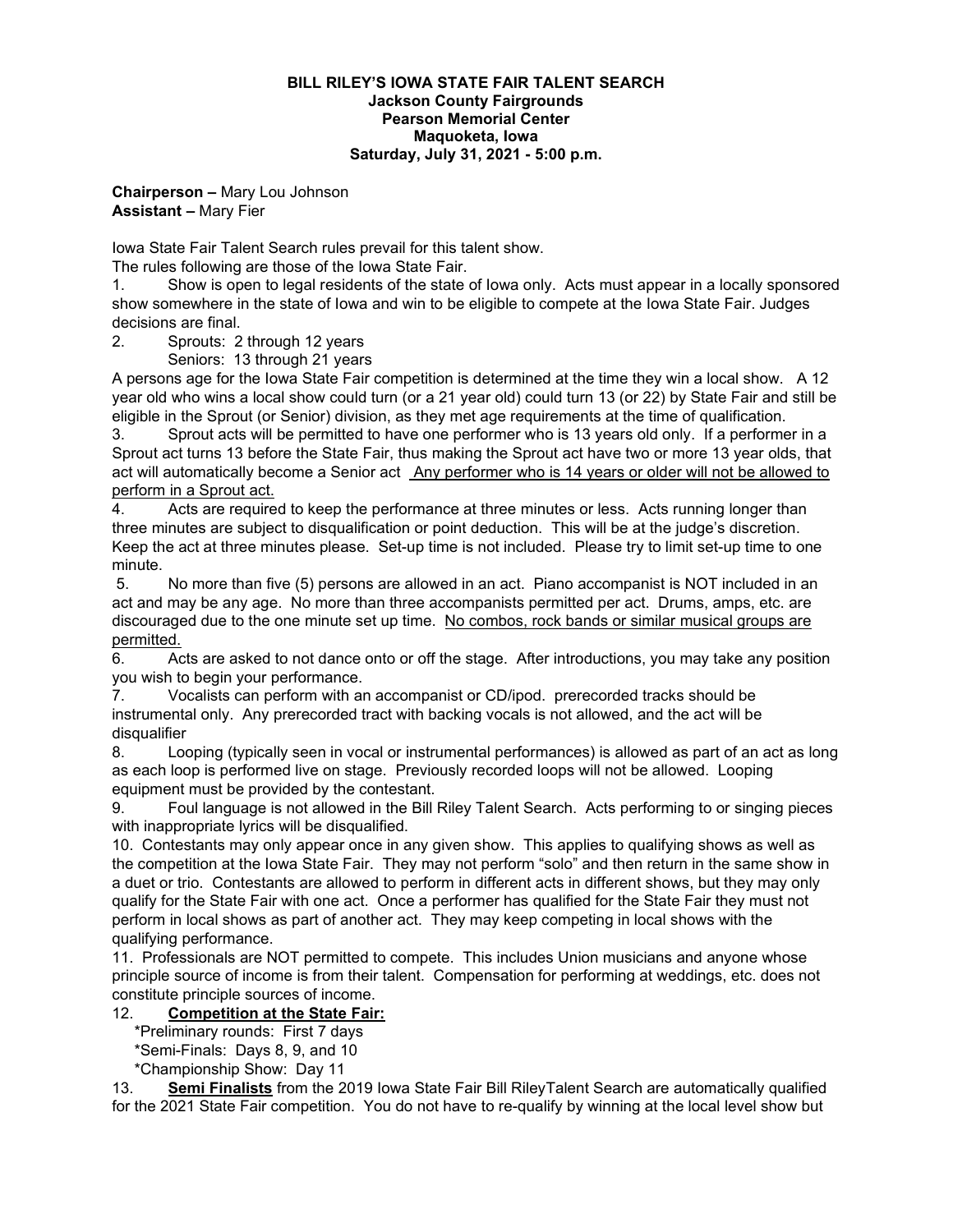**BILL RILEY'S IOWA STATE FAIR TALENT SEARCH**
**Jackson County Fairgrounds**
**Pearson Memorial Center**
**Maquoketa, Iowa**
**Saturday, July 31, 2021 - 5:00 p.m.**

**Chairperson –** Mary Lou Johnson
**Assistant –** Mary Fier

Iowa State Fair Talent Search rules prevail for this talent show.
The rules following are those of the Iowa State Fair.

1. Show is open to legal residents of the state of Iowa only. Acts must appear in a locally sponsored show somewhere in the state of Iowa and win to be eligible to compete at the Iowa State Fair. Judges decisions are final.
2. Sprouts: 2 through 12 years
   Seniors: 13 through 21 years

A persons age for the Iowa State Fair competition is determined at the time they win a local show. A 12 year old who wins a local show could turn (or a 21 year old) could turn 13 (or 22) by State Fair and still be eligible in the Sprout (or Senior) division, as they met age requirements at the time of qualification.

3. Sprout acts will be permitted to have one performer who is 13 years old only. If a performer in a Sprout act turns 13 before the State Fair, thus making the Sprout act have two or more 13 year olds, that act will automatically become a Senior act <u>Any performer who is 14 years or older will not be allowed to perform in a Sprout act.</u>
4. Acts are required to keep the performance at three minutes or less. Acts running longer than three minutes are subject to disqualification or point deduction. This will be at the judge's discretion. Keep the act at three minutes please. Set-up time is not included. Please try to limit set-up time to one minute.
5. No more than five (5) persons are allowed in an act. Piano accompanist is NOT included in an act and may be any age. No more than three accompanists permitted per act. Drums, amps, etc. are discouraged due to the one minute set up time. <u>No combos, rock bands or similar musical groups are permitted.</u>
6. Acts are asked to not dance onto or off the stage. After introductions, you may take any position you wish to begin your performance.
7. Vocalists can perform with an accompanist or CD/ipod. prerecorded tracks should be instrumental only. Any prerecorded tract with backing vocals is not allowed, and the act will be disqualifier
8. Looping (typically seen in vocal or instrumental performances) is allowed as part of an act as long as each loop is performed live on stage. Previously recorded loops will not be allowed. Looping equipment must be provided by the contestant.
9. Foul language is not allowed in the Bill Riley Talent Search. Acts performing to or singing pieces with inappropriate lyrics will be disqualified.
10. Contestants may only appear once in any given show. This applies to qualifying shows as well as the competition at the Iowa State Fair. They may not perform "solo" and then return in the same show in a duet or trio. Contestants are allowed to perform in different acts in different shows, but they may only qualify for the State Fair with one act. Once a performer has qualified for the State Fair they must not perform in local shows as part of another act. They may keep competing in local shows with the qualifying performance.
11. Professionals are NOT permitted to compete. This includes Union musicians and anyone whose principle source of income is from their talent. Compensation for performing at weddings, etc. does not constitute principle sources of income.
12. <u>**Competition at the State Fair:**</u>
    *Preliminary rounds: First 7 days
    *Semi-Finals: Days 8, 9, and 10
    *Championship Show: Day 11
13. <u>**Semi Finalists**</u> from the 2019 Iowa State Fair Bill RileyTalent Search are automatically qualified for the 2021 State Fair competition. You do not have to re-qualify by winning at the local level show but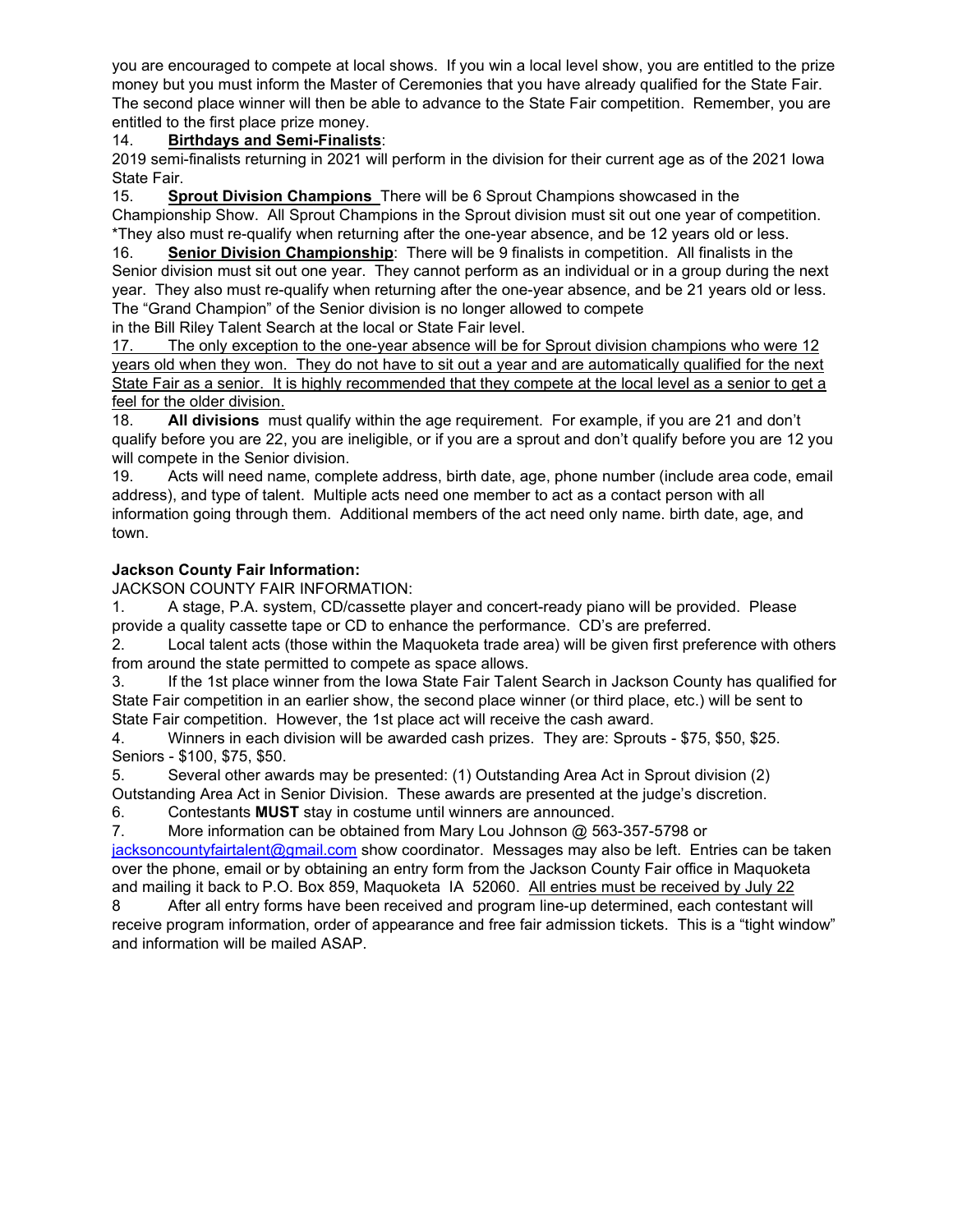you are encouraged to compete at local shows. If you win a local level show, you are entitled to the prize money but you must inform the Master of Ceremonies that you have already qualified for the State Fair. The second place winner will then be able to advance to the State Fair competition. Remember, you are entitled to the first place prize money.

14. **Birthdays and Semi-Finalists**:
2019 semi-finalists returning in 2021 will perform in the division for their current age as of the 2021 Iowa State Fair.

15. **Sprout Division Champions** There will be 6 Sprout Champions showcased in the Championship Show. All Sprout Champions in the Sprout division must sit out one year of competition. *They also must re-qualify when returning after the one-year absence, and be 12 years old or less.

16. **Senior Division Championship**: There will be 9 finalists in competition. All finalists in the Senior division must sit out one year. They cannot perform as an individual or in a group during the next year. They also must re-qualify when returning after the one-year absence, and be 21 years old or less. The "Grand Champion" of the Senior division is no longer allowed to compete in the Bill Riley Talent Search at the local or State Fair level.

17. The only exception to the one-year absence will be for Sprout division champions who were 12 years old when they won. They do not have to sit out a year and are automatically qualified for the next State Fair as a senior. It is highly recommended that they compete at the local level as a senior to get a feel for the older division.

18. **All divisions** must qualify within the age requirement. For example, if you are 21 and don't qualify before you are 22, you are ineligible, or if you are a sprout and don't qualify before you are 12 you will compete in the Senior division.

19. Acts will need name, complete address, birth date, age, phone number (include area code, email address), and type of talent. Multiple acts need one member to act as a contact person with all information going through them. Additional members of the act need only name. birth date, age, and town.

**Jackson County Fair Information:**

JACKSON COUNTY FAIR INFORMATION:

1. A stage, P.A. system, CD/cassette player and concert-ready piano will be provided. Please provide a quality cassette tape or CD to enhance the performance. CD's are preferred.
2. Local talent acts (those within the Maquoketa trade area) will be given first preference with others from around the state permitted to compete as space allows.
3. If the 1st place winner from the Iowa State Fair Talent Search in Jackson County has qualified for State Fair competition in an earlier show, the second place winner (or third place, etc.) will be sent to State Fair competition. However, the 1st place act will receive the cash award.
4. Winners in each division will be awarded cash prizes. They are: Sprouts - $75, $50, $25. Seniors - $100, $75, $50.
5. Several other awards may be presented: (1) Outstanding Area Act in Sprout division (2) Outstanding Area Act in Senior Division. These awards are presented at the judge's discretion.
6. Contestants **MUST** stay in costume until winners are announced.
7. More information can be obtained from Mary Lou Johnson @ 563-357-5798 or jacksoncountyfairtalent@gmail.com show coordinator. Messages may also be left. Entries can be taken over the phone, email or by obtaining an entry form from the Jackson County Fair office in Maquoketa and mailing it back to P.O. Box 859, Maquoketa IA 52060. All entries must be received by July 22
8. After all entry forms have been received and program line-up determined, each contestant will receive program information, order of appearance and free fair admission tickets. This is a "tight window" and information will be mailed ASAP.